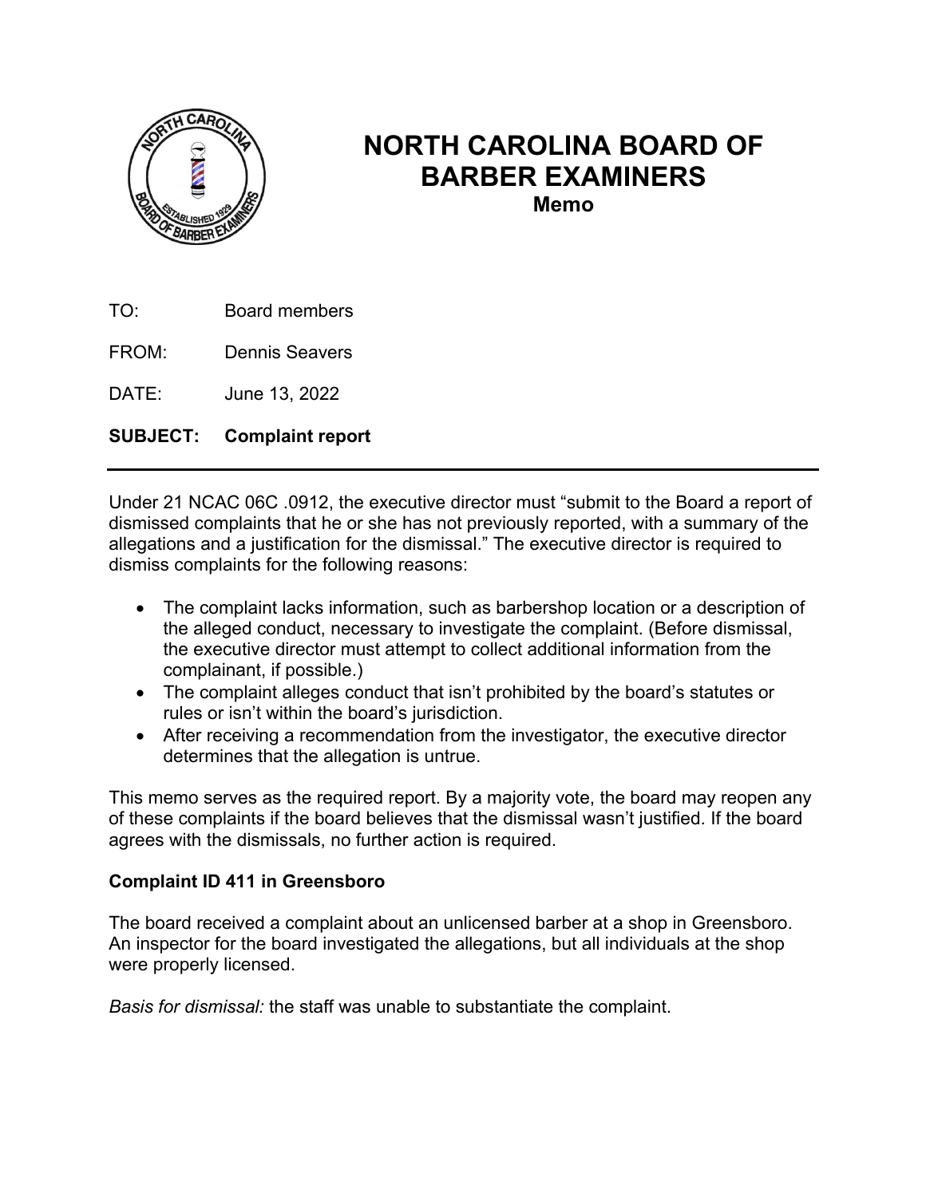# NORTH CAROLINA BOARD OF BARBER EXAMINERS

**Memo**

TO: Board members

FROM: Dennis Seavers

DATE: June 13, 2022

**SUBJECT: Complaint report**

---

Under 21 NCAC 06C .0912, the executive director must "submit to the Board a report of dismissed complaints that he or she has not previously reported, with a summary of the allegations and a justification for the dismissal." The executive director is required to dismiss complaints for the following reasons:

- The complaint lacks information, such as barbershop location or a description of the alleged conduct, necessary to investigate the complaint. (Before dismissal, the executive director must attempt to collect additional information from the complainant, if possible.)
- The complaint alleges conduct that isn't prohibited by the board's statutes or rules or isn't within the board's jurisdiction.
- After receiving a recommendation from the investigator, the executive director determines that the allegation is untrue.

This memo serves as the required report. By a majority vote, the board may reopen any of these complaints if the board believes that the dismissal wasn't justified. If the board agrees with the dismissals, no further action is required.

**Complaint ID 411 in Greensboro**

The board received a complaint about an unlicensed barber at a shop in Greensboro. An inspector for the board investigated the allegations, but all individuals at the shop were properly licensed.

*Basis for dismissal:* the staff was unable to substantiate the complaint.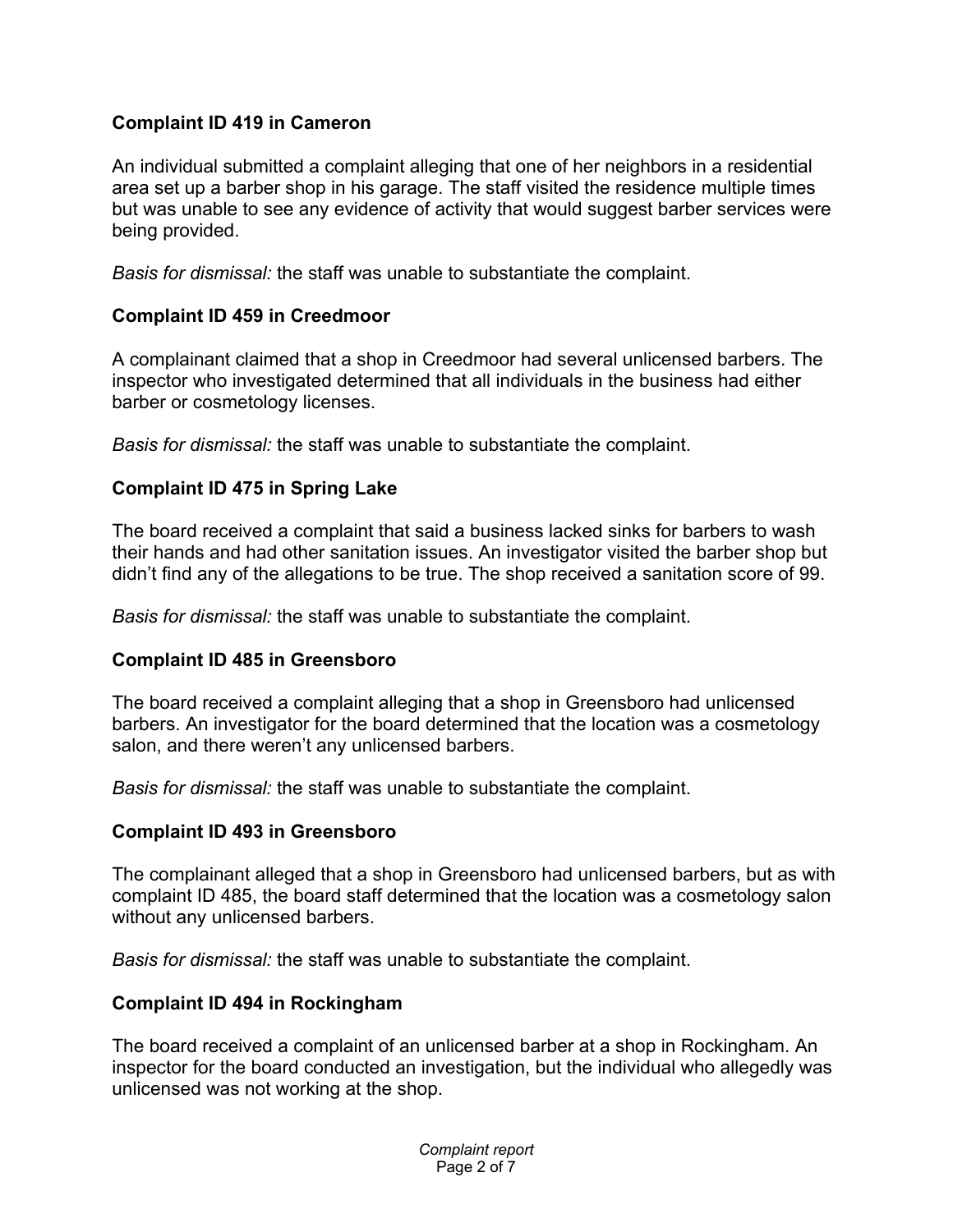**Complaint ID 419 in Cameron**

An individual submitted a complaint alleging that one of her neighbors in a residential area set up a barber shop in his garage. The staff visited the residence multiple times but was unable to see any evidence of activity that would suggest barber services were being provided.

*Basis for dismissal:* the staff was unable to substantiate the complaint.

**Complaint ID 459 in Creedmoor**

A complainant claimed that a shop in Creedmoor had several unlicensed barbers. The inspector who investigated determined that all individuals in the business had either barber or cosmetology licenses.

*Basis for dismissal:* the staff was unable to substantiate the complaint.

**Complaint ID 475 in Spring Lake**

The board received a complaint that said a business lacked sinks for barbers to wash their hands and had other sanitation issues. An investigator visited the barber shop but didn't find any of the allegations to be true. The shop received a sanitation score of 99.

*Basis for dismissal:* the staff was unable to substantiate the complaint.

**Complaint ID 485 in Greensboro**

The board received a complaint alleging that a shop in Greensboro had unlicensed barbers. An investigator for the board determined that the location was a cosmetology salon, and there weren't any unlicensed barbers.

*Basis for dismissal:* the staff was unable to substantiate the complaint.

**Complaint ID 493 in Greensboro**

The complainant alleged that a shop in Greensboro had unlicensed barbers, but as with complaint ID 485, the board staff determined that the location was a cosmetology salon without any unlicensed barbers.

*Basis for dismissal:* the staff was unable to substantiate the complaint.

**Complaint ID 494 in Rockingham**

The board received a complaint of an unlicensed barber at a shop in Rockingham. An inspector for the board conducted an investigation, but the individual who allegedly was unlicensed was not working at the shop.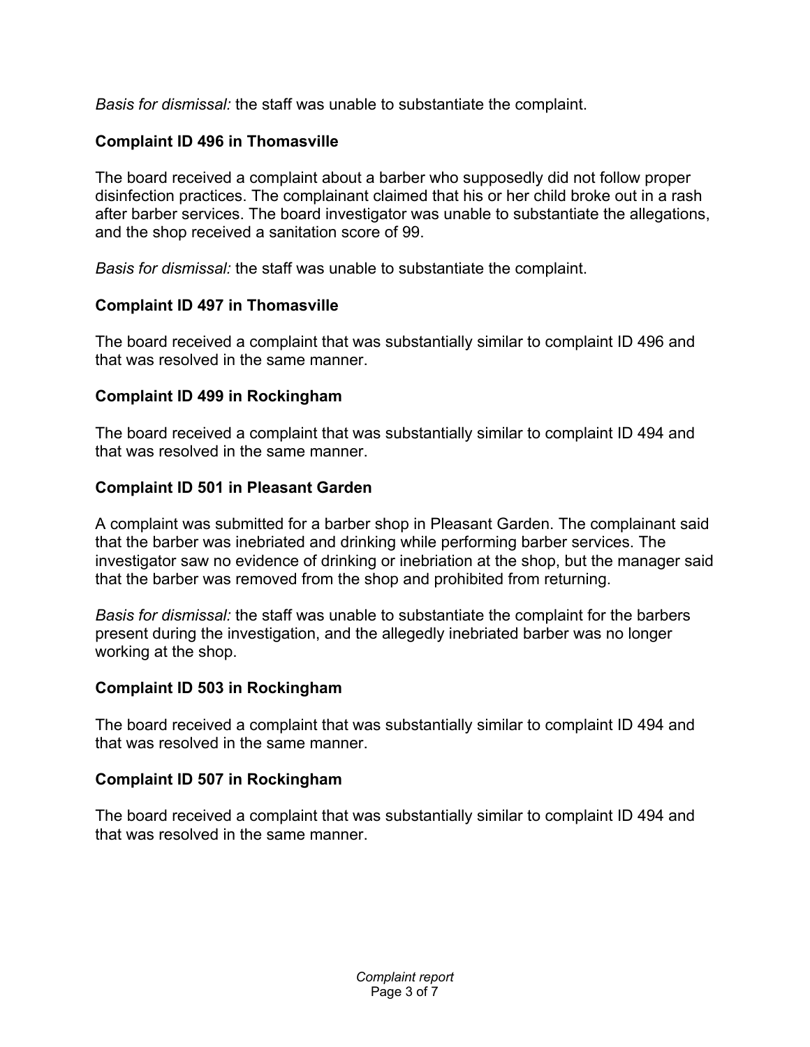*Basis for dismissal:* the staff was unable to substantiate the complaint.

### Complaint ID 496 in Thomasville

The board received a complaint about a barber who supposedly did not follow proper disinfection practices. The complainant claimed that his or her child broke out in a rash after barber services. The board investigator was unable to substantiate the allegations, and the shop received a sanitation score of 99.

*Basis for dismissal:* the staff was unable to substantiate the complaint.

### Complaint ID 497 in Thomasville

The board received a complaint that was substantially similar to complaint ID 496 and that was resolved in the same manner.

### Complaint ID 499 in Rockingham

The board received a complaint that was substantially similar to complaint ID 494 and that was resolved in the same manner.

### Complaint ID 501 in Pleasant Garden

A complaint was submitted for a barber shop in Pleasant Garden. The complainant said that the barber was inebriated and drinking while performing barber services. The investigator saw no evidence of drinking or inebriation at the shop, but the manager said that the barber was removed from the shop and prohibited from returning.

*Basis for dismissal:* the staff was unable to substantiate the complaint for the barbers present during the investigation, and the allegedly inebriated barber was no longer working at the shop.

### Complaint ID 503 in Rockingham

The board received a complaint that was substantially similar to complaint ID 494 and that was resolved in the same manner.

### Complaint ID 507 in Rockingham

The board received a complaint that was substantially similar to complaint ID 494 and that was resolved in the same manner.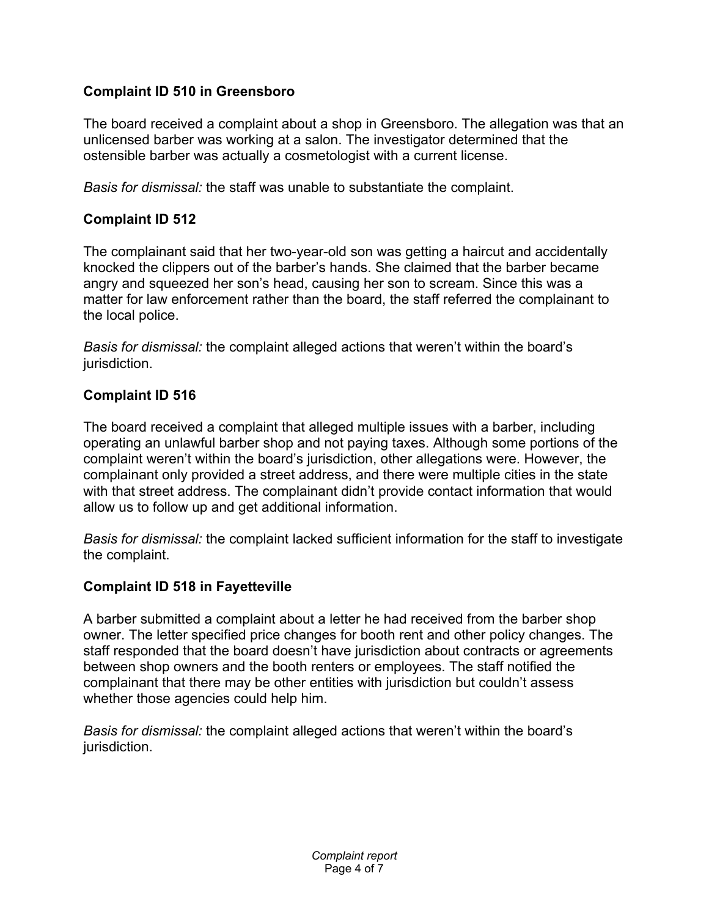**Complaint ID 510 in Greensboro**

The board received a complaint about a shop in Greensboro. The allegation was that an unlicensed barber was working at a salon. The investigator determined that the ostensible barber was actually a cosmetologist with a current license.

*Basis for dismissal:* the staff was unable to substantiate the complaint.

**Complaint ID 512**

The complainant said that her two-year-old son was getting a haircut and accidentally knocked the clippers out of the barber's hands. She claimed that the barber became angry and squeezed her son's head, causing her son to scream. Since this was a matter for law enforcement rather than the board, the staff referred the complainant to the local police.

*Basis for dismissal:* the complaint alleged actions that weren't within the board's jurisdiction.

**Complaint ID 516**

The board received a complaint that alleged multiple issues with a barber, including operating an unlawful barber shop and not paying taxes. Although some portions of the complaint weren't within the board's jurisdiction, other allegations were. However, the complainant only provided a street address, and there were multiple cities in the state with that street address. The complainant didn't provide contact information that would allow us to follow up and get additional information.

*Basis for dismissal:* the complaint lacked sufficient information for the staff to investigate the complaint.

**Complaint ID 518 in Fayetteville**

A barber submitted a complaint about a letter he had received from the barber shop owner. The letter specified price changes for booth rent and other policy changes. The staff responded that the board doesn't have jurisdiction about contracts or agreements between shop owners and the booth renters or employees. The staff notified the complainant that there may be other entities with jurisdiction but couldn't assess whether those agencies could help him.

*Basis for dismissal:* the complaint alleged actions that weren't within the board's jurisdiction.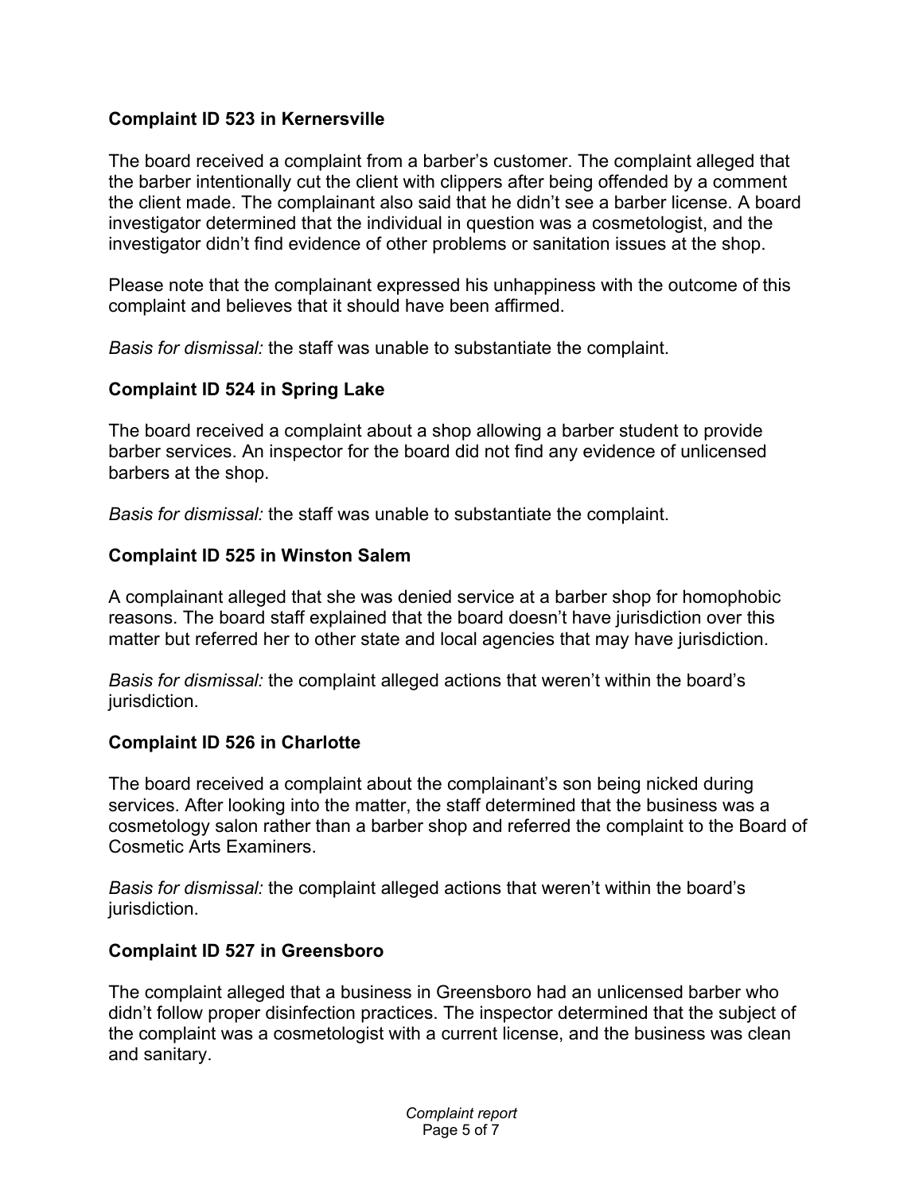**Complaint ID 523 in Kernersville**

The board received a complaint from a barber's customer. The complaint alleged that the barber intentionally cut the client with clippers after being offended by a comment the client made. The complainant also said that he didn't see a barber license. A board investigator determined that the individual in question was a cosmetologist, and the investigator didn't find evidence of other problems or sanitation issues at the shop.

Please note that the complainant expressed his unhappiness with the outcome of this complaint and believes that it should have been affirmed.

*Basis for dismissal:* the staff was unable to substantiate the complaint.

**Complaint ID 524 in Spring Lake**

The board received a complaint about a shop allowing a barber student to provide barber services. An inspector for the board did not find any evidence of unlicensed barbers at the shop.

*Basis for dismissal:* the staff was unable to substantiate the complaint.

**Complaint ID 525 in Winston Salem**

A complainant alleged that she was denied service at a barber shop for homophobic reasons. The board staff explained that the board doesn't have jurisdiction over this matter but referred her to other state and local agencies that may have jurisdiction.

*Basis for dismissal:* the complaint alleged actions that weren't within the board's jurisdiction.

**Complaint ID 526 in Charlotte**

The board received a complaint about the complainant's son being nicked during services. After looking into the matter, the staff determined that the business was a cosmetology salon rather than a barber shop and referred the complaint to the Board of Cosmetic Arts Examiners.

*Basis for dismissal:* the complaint alleged actions that weren't within the board's jurisdiction.

**Complaint ID 527 in Greensboro**

The complaint alleged that a business in Greensboro had an unlicensed barber who didn't follow proper disinfection practices. The inspector determined that the subject of the complaint was a cosmetologist with a current license, and the business was clean and sanitary.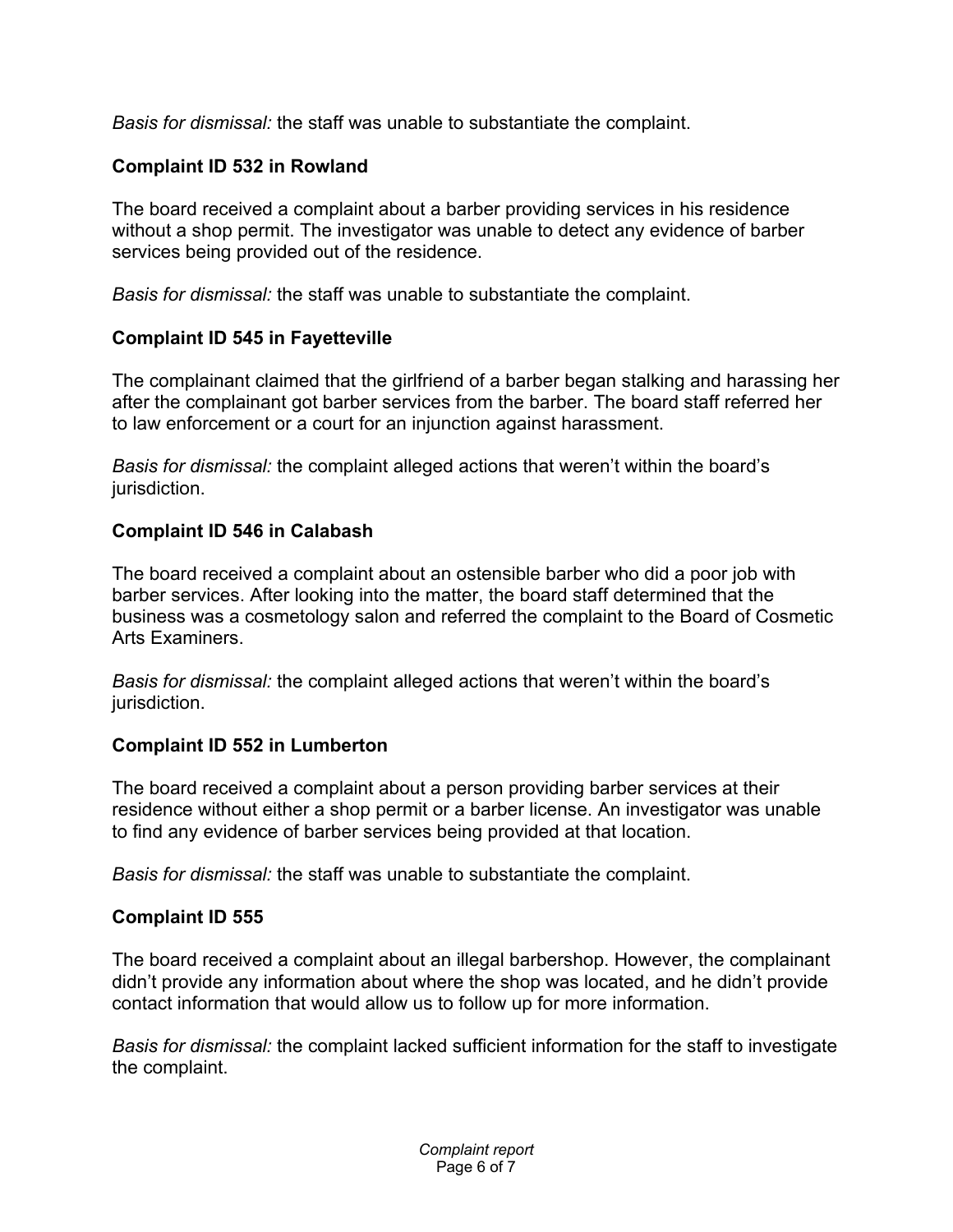*Basis for dismissal:* the staff was unable to substantiate the complaint.

### Complaint ID 532 in Rowland

The board received a complaint about a barber providing services in his residence without a shop permit. The investigator was unable to detect any evidence of barber services being provided out of the residence.

*Basis for dismissal:* the staff was unable to substantiate the complaint.

### Complaint ID 545 in Fayetteville

The complainant claimed that the girlfriend of a barber began stalking and harassing her after the complainant got barber services from the barber. The board staff referred her to law enforcement or a court for an injunction against harassment.

*Basis for dismissal:* the complaint alleged actions that weren't within the board's jurisdiction.

### Complaint ID 546 in Calabash

The board received a complaint about an ostensible barber who did a poor job with barber services. After looking into the matter, the board staff determined that the business was a cosmetology salon and referred the complaint to the Board of Cosmetic Arts Examiners.

*Basis for dismissal:* the complaint alleged actions that weren't within the board's jurisdiction.

### Complaint ID 552 in Lumberton

The board received a complaint about a person providing barber services at their residence without either a shop permit or a barber license. An investigator was unable to find any evidence of barber services being provided at that location.

*Basis for dismissal:* the staff was unable to substantiate the complaint.

### Complaint ID 555

The board received a complaint about an illegal barbershop. However, the complainant didn't provide any information about where the shop was located, and he didn't provide contact information that would allow us to follow up for more information.

*Basis for dismissal:* the complaint lacked sufficient information for the staff to investigate the complaint.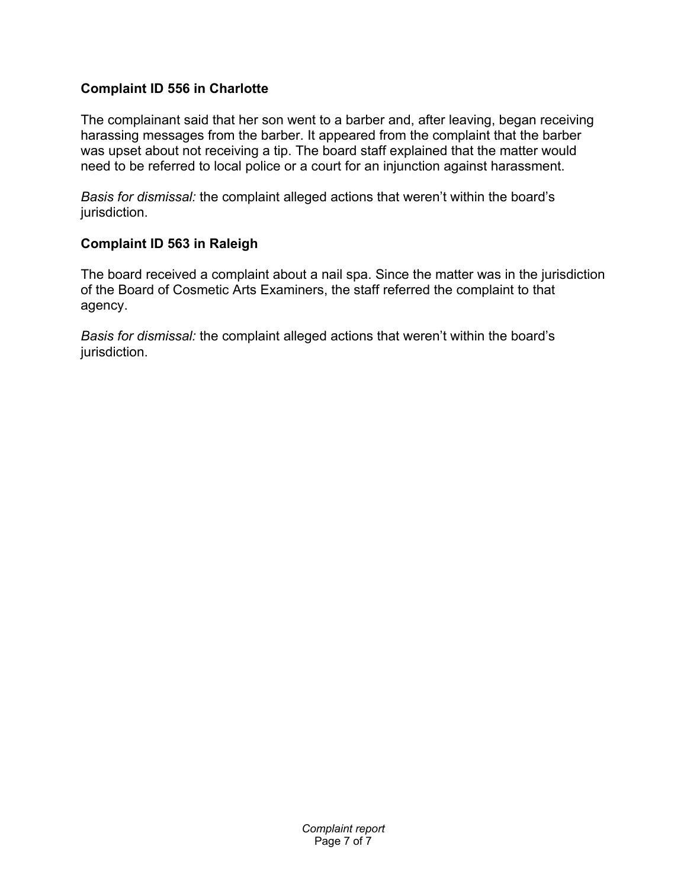**Complaint ID 556 in Charlotte**

The complainant said that her son went to a barber and, after leaving, began receiving harassing messages from the barber. It appeared from the complaint that the barber was upset about not receiving a tip. The board staff explained that the matter would need to be referred to local police or a court for an injunction against harassment.

*Basis for dismissal:* the complaint alleged actions that weren't within the board's jurisdiction.

**Complaint ID 563 in Raleigh**

The board received a complaint about a nail spa. Since the matter was in the jurisdiction of the Board of Cosmetic Arts Examiners, the staff referred the complaint to that agency.

*Basis for dismissal:* the complaint alleged actions that weren't within the board's jurisdiction.